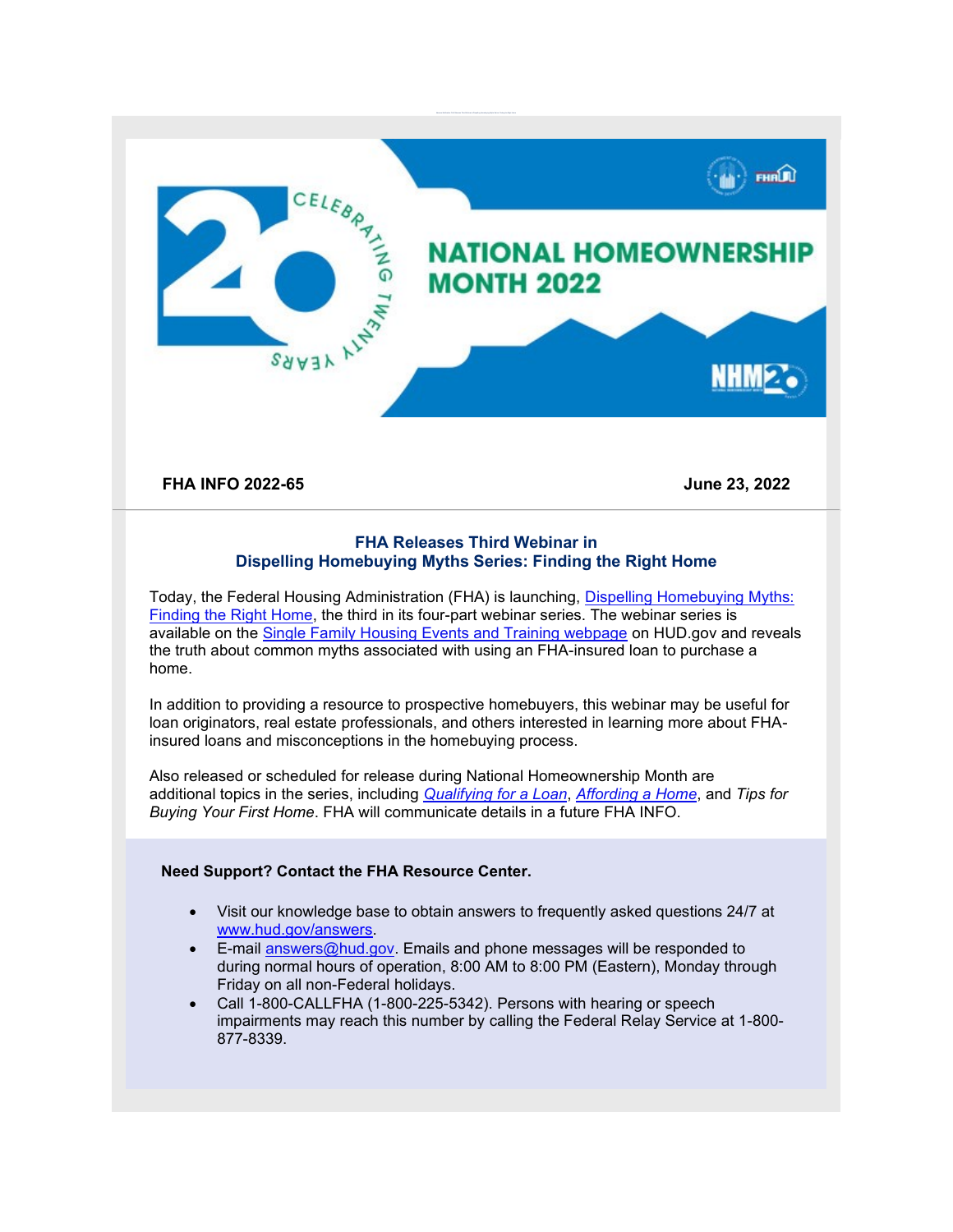**FHA INFO 2022-65** **June 23, 2022**

### FHA Releases Third Webinar in Dispelling Homebuying Myths Series: Finding the Right Home

Today, the Federal Housing Administration (FHA) is launching, Dispelling Homebuying Myths: Finding the Right Home, the third in its four-part webinar series. The webinar series is available on the Single Family Housing Events and Training webpage on HUD.gov and reveals the truth about common myths associated with using an FHA-insured loan to purchase a home.

In addition to providing a resource to prospective homebuyers, this webinar may be useful for loan originators, real estate professionals, and others interested in learning more about FHA-insured loans and misconceptions in the homebuying process.

Also released or scheduled for release during National Homeownership Month are additional topics in the series, including *Qualifying for a Loan*, *Affording a Home*, and *Tips for Buying Your First Home*. FHA will communicate details in a future FHA INFO.

**Need Support? Contact the FHA Resource Center.**

- Visit our knowledge base to obtain answers to frequently asked questions 24/7 at www.hud.gov/answers.
- E-mail answers@hud.gov. Emails and phone messages will be responded to during normal hours of operation, 8:00 AM to 8:00 PM (Eastern), Monday through Friday on all non-Federal holidays.
- Call 1-800-CALLFHA (1-800-225-5342). Persons with hearing or speech impairments may reach this number by calling the Federal Relay Service at 1-800-877-8339.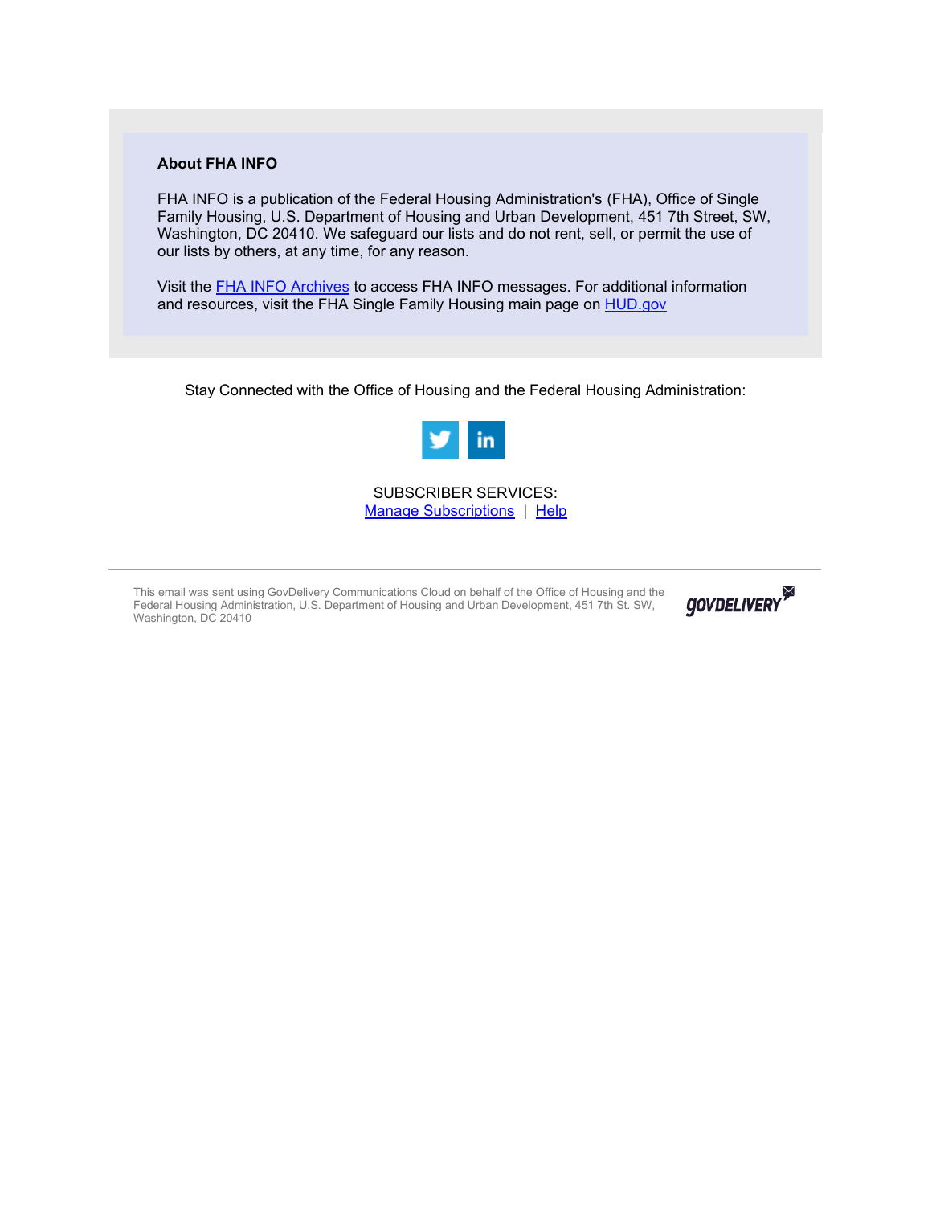### About FHA INFO

FHA INFO is a publication of the Federal Housing Administration's (FHA), Office of Single Family Housing, U.S. Department of Housing and Urban Development, 451 7th Street, SW, Washington, DC 20410. We safeguard our lists and do not rent, sell, or permit the use of our lists by others, at any time, for any reason.

Visit the FHA INFO Archives to access FHA INFO messages. For additional information and resources, visit the FHA Single Family Housing main page on HUD.gov

Stay Connected with the Office of Housing and the Federal Housing Administration:

SUBSCRIBER SERVICES:
Manage Subscriptions | Help

---

This email was sent using GovDelivery Communications Cloud on behalf of the Office of Housing and the Federal Housing Administration, U.S. Department of Housing and Urban Development, 451 7th St. SW, Washington, DC 20410